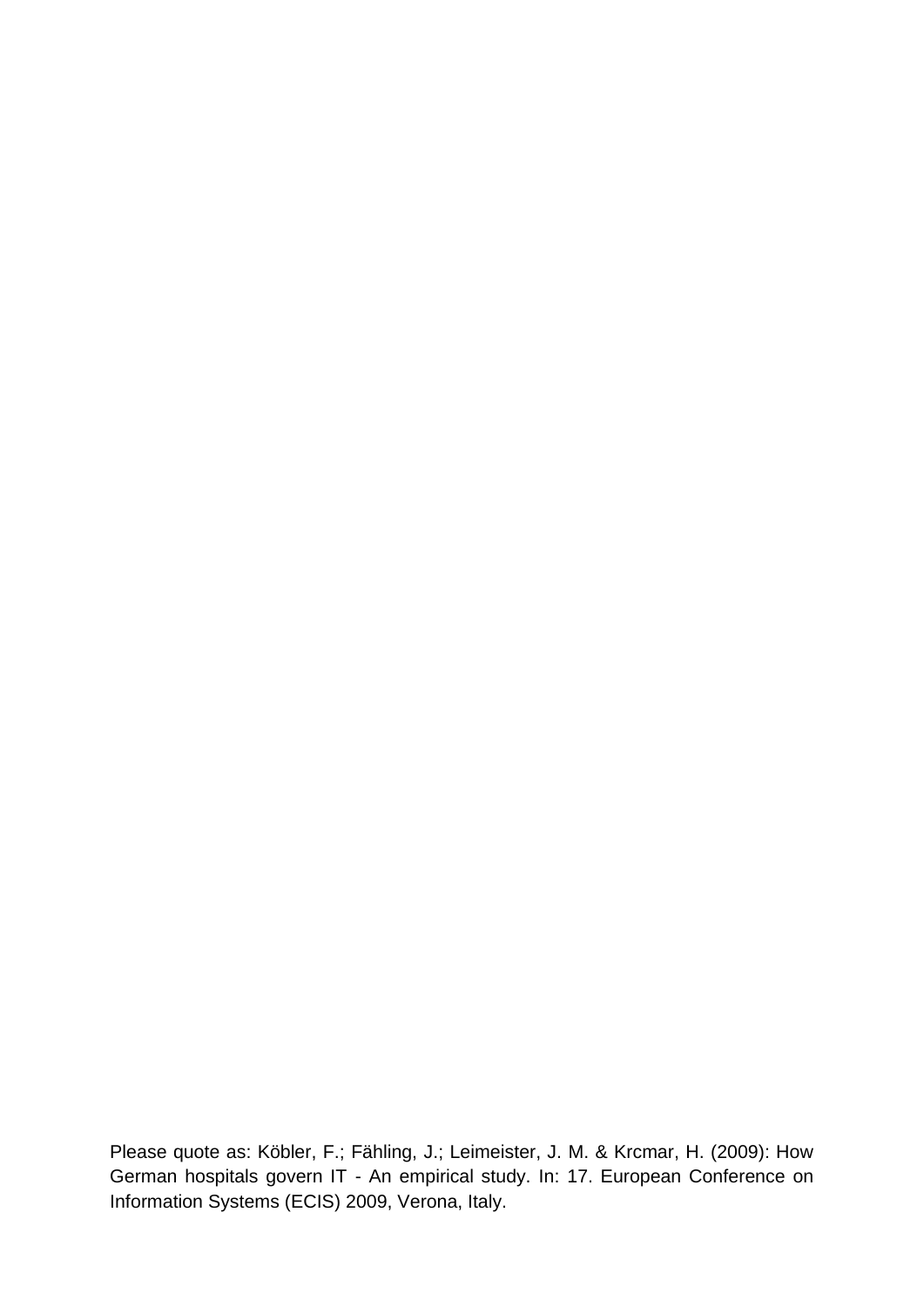Please quote as: Köbler, F.; Fähling, J.; Leimeister, J. M. & Krcmar, H. (2009): How German hospitals govern IT - An empirical study. In: 17. European Conference on Information Systems (ECIS) 2009, Verona, Italy.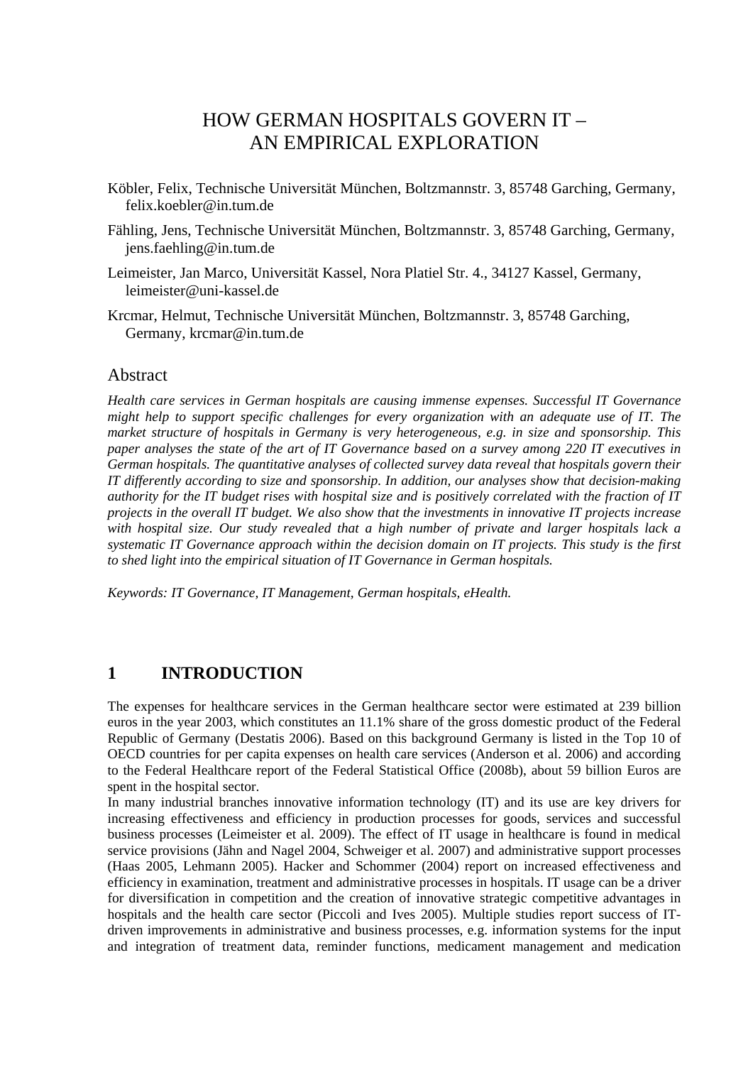# HOW GERMAN HOSPITALS GOVERN IT – AN EMPIRICAL EXPLORATION

Köbler, Felix, Technische Universität München, Boltzmannstr. 3, 85748 Garching, Germany, felix.koebler@in.tum.de

Fähling, Jens, Technische Universität München, Boltzmannstr. 3, 85748 Garching, Germany, jens.faehling@in.tum.de

Leimeister, Jan Marco, Universität Kassel, Nora Platiel Str. 4., 34127 Kassel, Germany, leimeister@uni-kassel.de

Krcmar, Helmut, Technische Universität München, Boltzmannstr. 3, 85748 Garching, Germany, krcmar@in.tum.de

## Abstract

*Health care services in German hospitals are causing immense expenses. Successful IT Governance might help to support specific challenges for every organization with an adequate use of IT. The market structure of hospitals in Germany is very heterogeneous, e.g. in size and sponsorship. This paper analyses the state of the art of IT Governance based on a survey among 220 IT executives in German hospitals. The quantitative analyses of collected survey data reveal that hospitals govern their IT differently according to size and sponsorship. In addition, our analyses show that decision-making authority for the IT budget rises with hospital size and is positively correlated with the fraction of IT projects in the overall IT budget. We also show that the investments in innovative IT projects increase with hospital size. Our study revealed that a high number of private and larger hospitals lack a systematic IT Governance approach within the decision domain on IT projects. This study is the first to shed light into the empirical situation of IT Governance in German hospitals.*

*Keywords: IT Governance, IT Management, German hospitals, eHealth.*

## 1 INTRODUCTION

The expenses for healthcare services in the German healthcare sector were estimated at 239 billion euros in the year 2003, which constitutes an 11.1% share of the gross domestic product of the Federal Republic of Germany (Destatis 2006). Based on this background Germany is listed in the Top 10 of OECD countries for per capita expenses on health care services (Anderson et al. 2006) and according to the Federal Healthcare report of the Federal Statistical Office (2008b), about 59 billion Euros are spent in the hospital sector.

In many industrial branches innovative information technology (IT) and its use are key drivers for increasing effectiveness and efficiency in production processes for goods, services and successful business processes (Leimeister et al. 2009). The effect of IT usage in healthcare is found in medical service provisions (Jähn and Nagel 2004, Schweiger et al. 2007) and administrative support processes (Haas 2005, Lehmann 2005). Hacker and Schommer (2004) report on increased effectiveness and efficiency in examination, treatment and administrative processes in hospitals. IT usage can be a driver for diversification in competition and the creation of innovative strategic competitive advantages in hospitals and the health care sector (Piccoli and Ives 2005). Multiple studies report success of IT-driven improvements in administrative and business processes, e.g. information systems for the input and integration of treatment data, reminder functions, medicament management and medication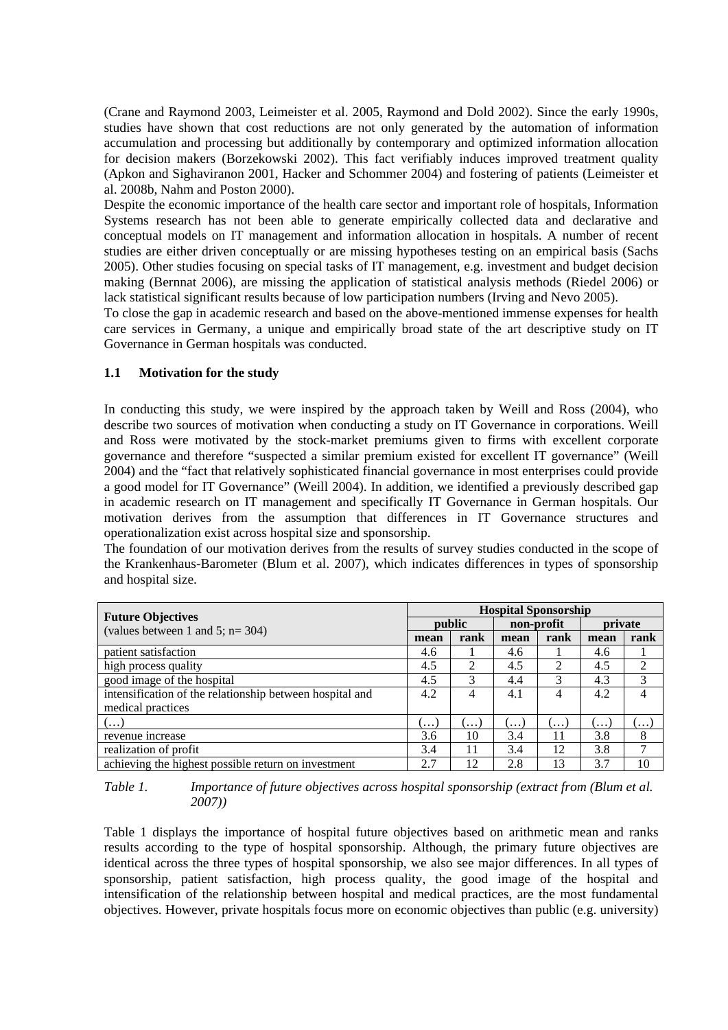(Crane and Raymond 2003, Leimeister et al. 2005, Raymond and Dold 2002). Since the early 1990s, studies have shown that cost reductions are not only generated by the automation of information accumulation and processing but additionally by contemporary and optimized information allocation for decision makers (Borzekowski 2002). This fact verifiably induces improved treatment quality (Apkon and Sighaviranon 2001, Hacker and Schommer 2004) and fostering of patients (Leimeister et al. 2008b, Nahm and Poston 2000).

Despite the economic importance of the health care sector and important role of hospitals, Information Systems research has not been able to generate empirically collected data and declarative and conceptual models on IT management and information allocation in hospitals. A number of recent studies are either driven conceptually or are missing hypotheses testing on an empirical basis (Sachs 2005). Other studies focusing on special tasks of IT management, e.g. investment and budget decision making (Bernnat 2006), are missing the application of statistical analysis methods (Riedel 2006) or lack statistical significant results because of low participation numbers (Irving and Nevo 2005).

To close the gap in academic research and based on the above-mentioned immense expenses for health care services in Germany, a unique and empirically broad state of the art descriptive study on IT Governance in German hospitals was conducted.

### 1.1 Motivation for the study

In conducting this study, we were inspired by the approach taken by Weill and Ross (2004), who describe two sources of motivation when conducting a study on IT Governance in corporations. Weill and Ross were motivated by the stock-market premiums given to firms with excellent corporate governance and therefore "suspected a similar premium existed for excellent IT governance" (Weill 2004) and the "fact that relatively sophisticated financial governance in most enterprises could provide a good model for IT Governance" (Weill 2004). In addition, we identified a previously described gap in academic research on IT management and specifically IT Governance in German hospitals. Our motivation derives from the assumption that differences in IT Governance structures and operationalization exist across hospital size and sponsorship.

The foundation of our motivation derives from the results of survey studies conducted in the scope of the Krankenhaus-Barometer (Blum et al. 2007), which indicates differences in types of sponsorship and hospital size.

| **Future Objectives** (values between 1 and 5; n= 304) | **Hospital Sponsorship** | | | | | |
|---|---|---|---|---|---|---|
| | **public** | | **non-profit** | | **private** | |
| | **mean** | **rank** | **mean** | **rank** | **mean** | **rank** |
| patient satisfaction | 4.6 | 1 | 4.6 | 1 | 4.6 | 1 |
| high process quality | 4.5 | 2 | 4.5 | 2 | 4.5 | 2 |
| good image of the hospital | 4.5 | 3 | 4.4 | 3 | 4.3 | 3 |
| intensification of the relationship between hospital and medical practices | 4.2 | 4 | 4.1 | 4 | 4.2 | 4 |
| (…) | (…) | (…) | (…) | (…) | (…) | (…) |
| revenue increase | 3.6 | 10 | 3.4 | 11 | 3.8 | 8 |
| realization of profit | 3.4 | 11 | 3.4 | 12 | 3.8 | 7 |
| achieving the highest possible return on investment | 2.7 | 12 | 2.8 | 13 | 3.7 | 10 |

*Table 1. Importance of future objectives across hospital sponsorship (extract from (Blum et al. 2007))*

Table 1 displays the importance of hospital future objectives based on arithmetic mean and ranks results according to the type of hospital sponsorship. Although, the primary future objectives are identical across the three types of hospital sponsorship, we also see major differences. In all types of sponsorship, patient satisfaction, high process quality, the good image of the hospital and intensification of the relationship between hospital and medical practices, are the most fundamental objectives. However, private hospitals focus more on economic objectives than public (e.g. university)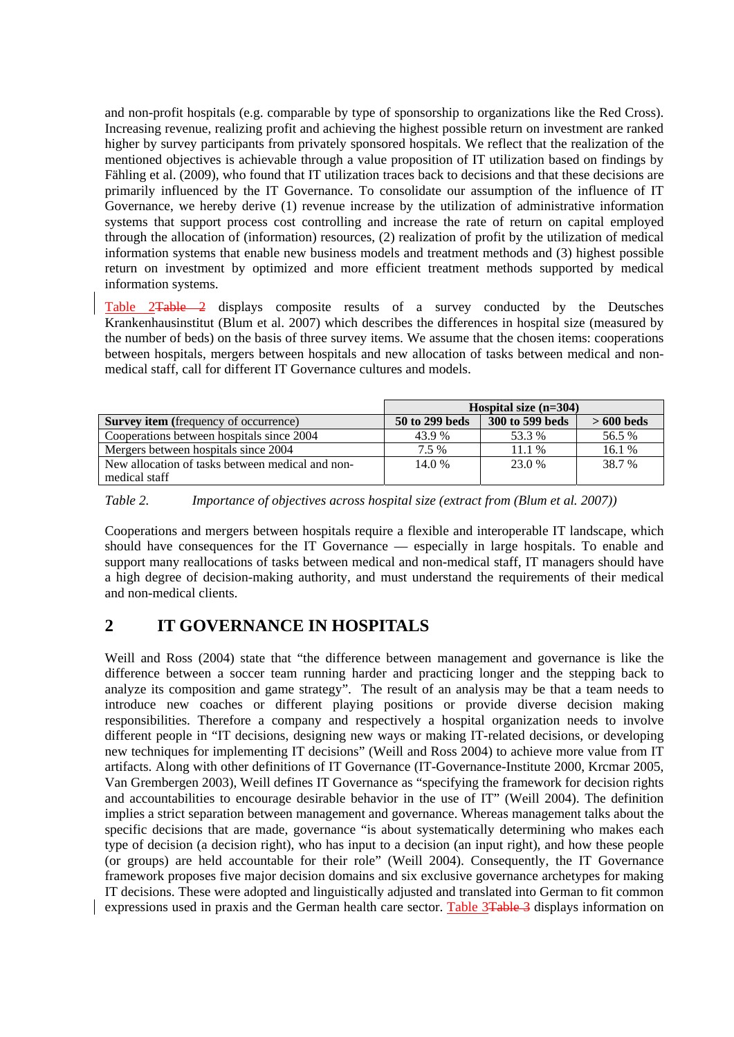and non-profit hospitals (e.g. comparable by type of sponsorship to organizations like the Red Cross). Increasing revenue, realizing profit and achieving the highest possible return on investment are ranked higher by survey participants from privately sponsored hospitals. We reflect that the realization of the mentioned objectives is achievable through a value proposition of IT utilization based on findings by Fähling et al. (2009), who found that IT utilization traces back to decisions and that these decisions are primarily influenced by the IT Governance. To consolidate our assumption of the influence of IT Governance, we hereby derive (1) revenue increase by the utilization of administrative information systems that support process cost controlling and increase the rate of return on capital employed through the allocation of (information) resources, (2) realization of profit by the utilization of medical information systems that enable new business models and treatment methods and (3) highest possible return on investment by optimized and more efficient treatment methods supported by medical information systems.

Table 2 displays composite results of a survey conducted by the Deutsches Krankenhausinstitut (Blum et al. 2007) which describes the differences in hospital size (measured by the number of beds) on the basis of three survey items. We assume that the chosen items: cooperations between hospitals, mergers between hospitals and new allocation of tasks between medical and non-medical staff, call for different IT Governance cultures and models.

| | **Hospital size (n=304)** | | |
|---|---|---|---|
| **Survey item** (frequency of occurrence) | **50 to 299 beds** | **300 to 599 beds** | **> 600 beds** |
| Cooperations between hospitals since 2004 | 43.9 % | 53.3 % | 56.5 % |
| Mergers between hospitals since 2004 | 7.5 % | 11.1 % | 16.1 % |
| New allocation of tasks between medical and non-medical staff | 14.0 % | 23.0 % | 38.7 % |

*Table 2. Importance of objectives across hospital size (extract from (Blum et al. 2007))*

Cooperations and mergers between hospitals require a flexible and interoperable IT landscape, which should have consequences for the IT Governance — especially in large hospitals. To enable and support many reallocations of tasks between medical and non-medical staff, IT managers should have a high degree of decision-making authority, and must understand the requirements of their medical and non-medical clients.

## 2 IT GOVERNANCE IN HOSPITALS

Weill and Ross (2004) state that "the difference between management and governance is like the difference between a soccer team running harder and practicing longer and the stepping back to analyze its composition and game strategy". The result of an analysis may be that a team needs to introduce new coaches or different playing positions or provide diverse decision making responsibilities. Therefore a company and respectively a hospital organization needs to involve different people in "IT decisions, designing new ways or making IT-related decisions, or developing new techniques for implementing IT decisions" (Weill and Ross 2004) to achieve more value from IT artifacts. Along with other definitions of IT Governance (IT-Governance-Institute 2000, Krcmar 2005, Van Grembergen 2003), Weill defines IT Governance as "specifying the framework for decision rights and accountabilities to encourage desirable behavior in the use of IT" (Weill 2004). The definition implies a strict separation between management and governance. Whereas management talks about the specific decisions that are made, governance "is about systematically determining who makes each type of decision (a decision right), who has input to a decision (an input right), and how these people (or groups) are held accountable for their role" (Weill 2004). Consequently, the IT Governance framework proposes five major decision domains and six exclusive governance archetypes for making IT decisions. These were adopted and linguistically adjusted and translated into German to fit common expressions used in praxis and the German health care sector. Table 3 displays information on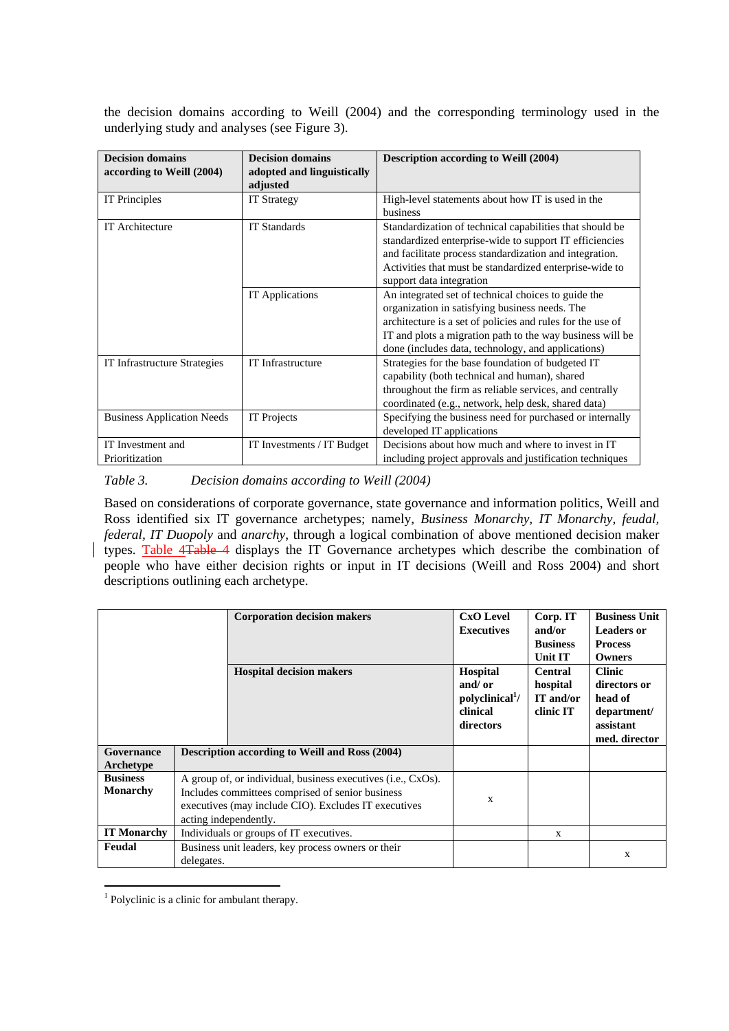the decision domains according to Weill (2004) and the corresponding terminology used in the underlying study and analyses (see Figure 3).

| Decision domains according to Weill (2004) | Decision domains adopted and linguistically adjusted | Description according to Weill (2004) |
|---|---|---|
| IT Principles | IT Strategy | High-level statements about how IT is used in the business |
| IT Architecture | IT Standards | Standardization of technical capabilities that should be standardized enterprise-wide to support IT efficiencies and facilitate process standardization and integration. Activities that must be standardized enterprise-wide to support data integration |
| | IT Applications | An integrated set of technical choices to guide the organization in satisfying business needs. The architecture is a set of policies and rules for the use of IT and plots a migration path to the way business will be done (includes data, technology, and applications) |
| IT Infrastructure Strategies | IT Infrastructure | Strategies for the base foundation of budgeted IT capability (both technical and human), shared throughout the firm as reliable services, and centrally coordinated (e.g., network, help desk, shared data) |
| Business Application Needs | IT Projects | Specifying the business need for purchased or internally developed IT applications |
| IT Investment and Prioritization | IT Investments / IT Budget | Decisions about how much and where to invest in IT including project approvals and justification techniques |

*Table 3. Decision domains according to Weill (2004)*

Based on considerations of corporate governance, state governance and information politics, Weill and Ross identified six IT governance archetypes; namely, *Business Monarchy, IT Monarchy, feudal, federal, IT Duopoly* and *anarchy*, through a logical combination of above mentioned decision maker types. Table 4 displays the IT Governance archetypes which describe the combination of people who have either decision rights or input in IT decisions (Weill and Ross 2004) and short descriptions outlining each archetype.

| | Corporation decision makers | CxO Level Executives | Corp. IT and/or Business Unit IT | Business Unit Leaders or Process Owners |
|---|---|---|---|---|
| | Hospital decision makers | Hospital and/ or polyclinical[1]/ clinical directors | Central hospital IT and/or clinic IT | Clinic directors or head of department/ assistant med. director |
| **Governance Archetype** | **Description according to Weill and Ross (2004)** | | | |
| **Business Monarchy** | A group of, or individual, business executives (i.e., CxOs). Includes committees comprised of senior business executives (may include CIO). Excludes IT executives acting independently. | x | | |
| **IT Monarchy** | Individuals or groups of IT executives. | | x | |
| **Feudal** | Business unit leaders, key process owners or their delegates. | | | x |

[1] Polyclinic is a clinic for ambulant therapy.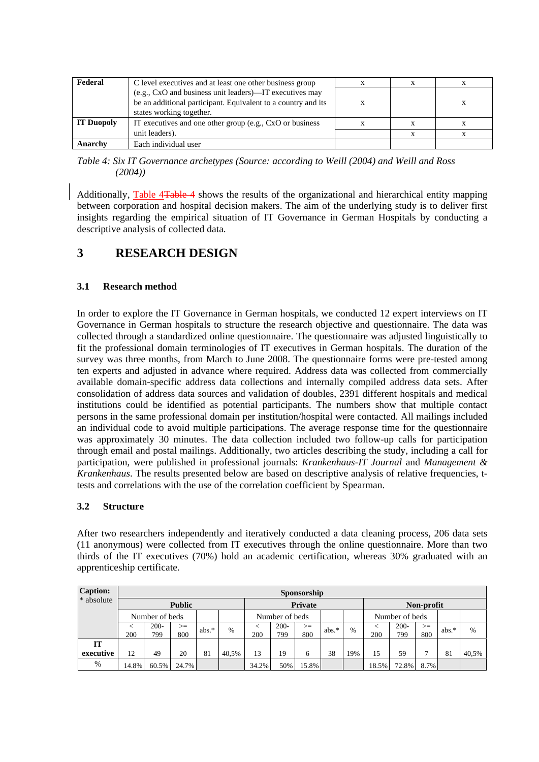| Federal | C level executives and at least one other business group (e.g., CxO and business unit leaders)—IT executives may be an additional participant. Equivalent to a country and its states working together. | x | x | x |
|---|---|---|---|---|
| | | x | | x |
| IT Duopoly | IT executives and one other group (e.g., CxO or business unit leaders). | x | x | x |
| | | | x | x |
| Anarchy | Each individual user | | | |

*Table 4: Six IT Governance archetypes (Source: according to Weill (2004) and Weill and Ross (2004))*

Additionally, Table 4Table 4 shows the results of the organizational and hierarchical entity mapping between corporation and hospital decision makers. The aim of the underlying study is to deliver first insights regarding the empirical situation of IT Governance in German Hospitals by conducting a descriptive analysis of collected data.

# 3 RESEARCH DESIGN

## 3.1 Research method

In order to explore the IT Governance in German hospitals, we conducted 12 expert interviews on IT Governance in German hospitals to structure the research objective and questionnaire. The data was collected through a standardized online questionnaire. The questionnaire was adjusted linguistically to fit the professional domain terminologies of IT executives in German hospitals. The duration of the survey was three months, from March to June 2008. The questionnaire forms were pre-tested among ten experts and adjusted in advance where required. Address data was collected from commercially available domain-specific address data collections and internally compiled address data sets. After consolidation of address data sources and validation of doubles, 2391 different hospitals and medical institutions could be identified as potential participants. The numbers show that multiple contact persons in the same professional domain per institution/hospital were contacted. All mailings included an individual code to avoid multiple participations. The average response time for the questionnaire was approximately 30 minutes. The data collection included two follow-up calls for participation through email and postal mailings. Additionally, two articles describing the study, including a call for participation, were published in professional journals: *Krankenhaus-IT Journal* and *Management & Krankenhaus*. The results presented below are based on descriptive analysis of relative frequencies, t-tests and correlations with the use of the correlation coefficient by Spearman.

## 3.2 Structure

After two researchers independently and iteratively conducted a data cleaning process, 206 data sets (11 anonymous) were collected from IT executives through the online questionnaire. More than two thirds of the IT executives (70%) hold an academic certification, whereas 30% graduated with an apprenticeship certificate.

| Caption: * absolute | Sponsorship | | | | | | | | | | | | | | |
|---|---|---|---|---|---|---|---|---|---|---|---|---|---|---|---|
| | Public | | | | | Private | | | | | Non-profit | | | | |
| | Number of beds | | | | | Number of beds | | | | | Number of beds | | | | |
| | < 200 | 200-799 | >= 800 | abs.* | % | < 200 | 200-799 | >= 800 | abs.* | % | < 200 | 200-799 | >= 800 | abs.* | % |
| IT executive | 12 | 49 | 20 | 81 | 40,5% | 13 | 19 | 6 | 38 | 19% | 15 | 59 | 7 | 81 | 40,5% |
| % | 14.8% | 60.5% | 24.7% | | | 34.2% | 50% | 15.8% | | | 18.5% | 72.8% | 8.7% | | |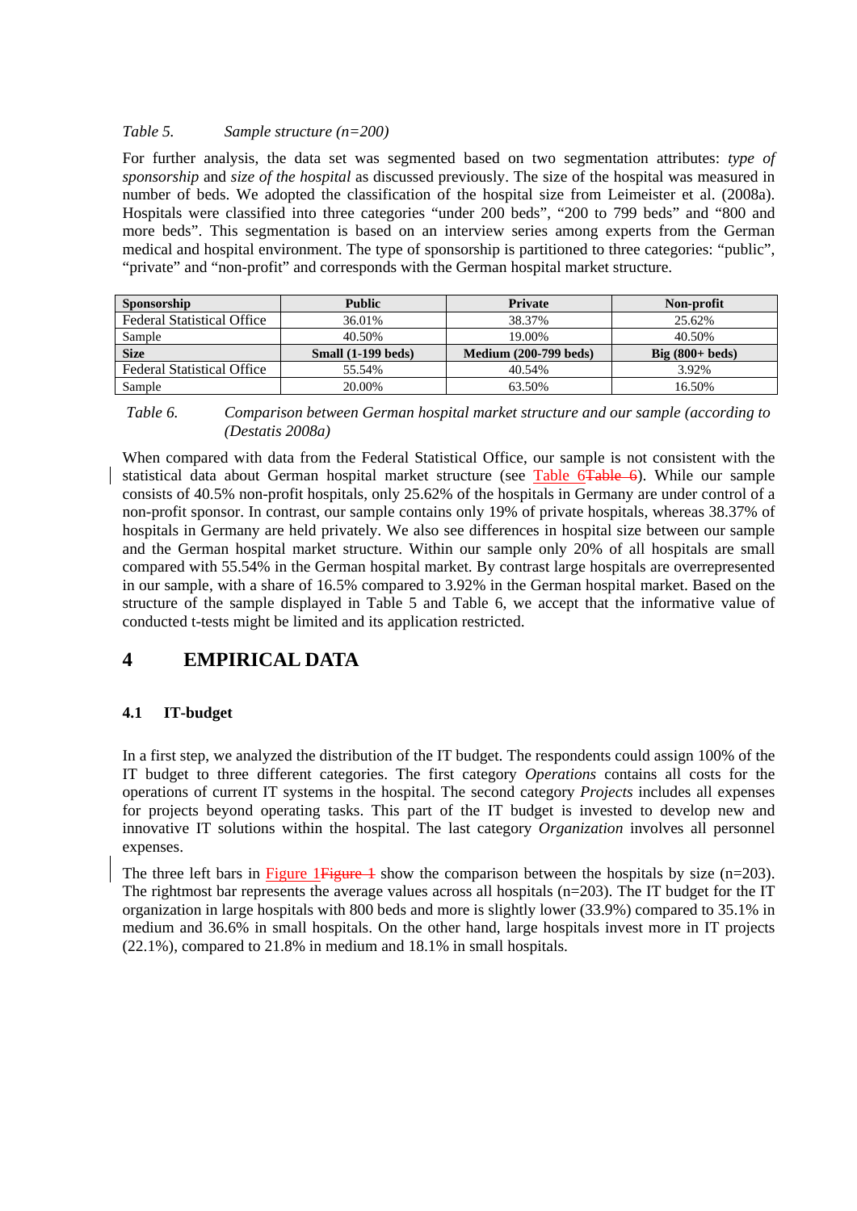*Table 5. Sample structure (n=200)*

For further analysis, the data set was segmented based on two segmentation attributes: *type of sponsorship* and *size of the hospital* as discussed previously. The size of the hospital was measured in number of beds. We adopted the classification of the hospital size from Leimeister et al. (2008a). Hospitals were classified into three categories "under 200 beds", "200 to 799 beds" and "800 and more beds". This segmentation is based on an interview series among experts from the German medical and hospital environment. The type of sponsorship is partitioned to three categories: "public", "private" and "non-profit" and corresponds with the German hospital market structure.

| **Sponsorship** | **Public** | **Private** | **Non-profit** |
|---|---|---|---|
| Federal Statistical Office | 36.01% | 38.37% | 25.62% |
| Sample | 40.50% | 19.00% | 40.50% |
| **Size** | **Small (1-199 beds)** | **Medium (200-799 beds)** | **Big (800+ beds)** |
| Federal Statistical Office | 55.54% | 40.54% | 3.92% |
| Sample | 20.00% | 63.50% | 16.50% |

*Table 6. Comparison between German hospital market structure and our sample (according to (Destatis 2008a)*

When compared with data from the Federal Statistical Office, our sample is not consistent with the statistical data about German hospital market structure (see Table 6~~Table 6~~). While our sample consists of 40.5% non-profit hospitals, only 25.62% of the hospitals in Germany are under control of a non-profit sponsor. In contrast, our sample contains only 19% of private hospitals, whereas 38.37% of hospitals in Germany are held privately. We also see differences in hospital size between our sample and the German hospital market structure. Within our sample only 20% of all hospitals are small compared with 55.54% in the German hospital market. By contrast large hospitals are overrepresented in our sample, with a share of 16.5% compared to 3.92% in the German hospital market. Based on the structure of the sample displayed in Table 5 and Table 6, we accept that the informative value of conducted t-tests might be limited and its application restricted.

# 4 EMPIRICAL DATA

## 4.1 IT-budget

In a first step, we analyzed the distribution of the IT budget. The respondents could assign 100% of the IT budget to three different categories. The first category *Operations* contains all costs for the operations of current IT systems in the hospital. The second category *Projects* includes all expenses for projects beyond operating tasks. This part of the IT budget is invested to develop new and innovative IT solutions within the hospital. The last category *Organization* involves all personnel expenses.

The three left bars in Figure 1~~Figure 1~~ show the comparison between the hospitals by size (n=203). The rightmost bar represents the average values across all hospitals (n=203). The IT budget for the IT organization in large hospitals with 800 beds and more is slightly lower (33.9%) compared to 35.1% in medium and 36.6% in small hospitals. On the other hand, large hospitals invest more in IT projects (22.1%), compared to 21.8% in medium and 18.1% in small hospitals.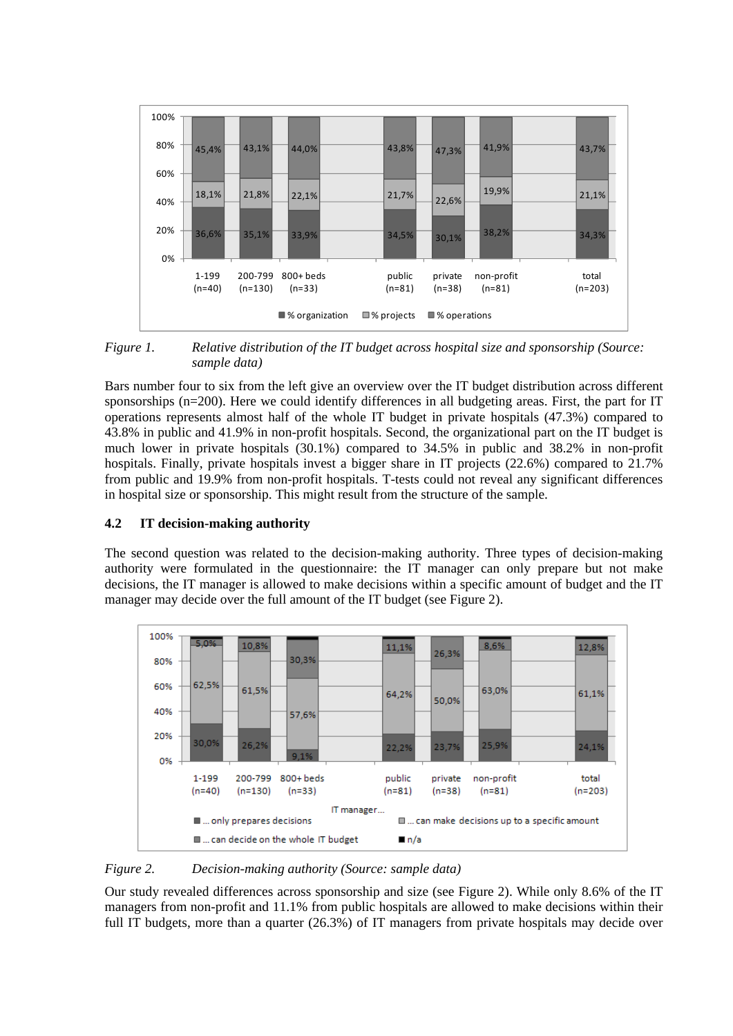Figure 1. Relative distribution of the IT budget across hospital size and sponsorship (Source: sample data)

Bars number four to six from the left give an overview over the IT budget distribution across different sponsorships (n=200). Here we could identify differences in all budgeting areas. First, the part for IT operations represents almost half of the whole IT budget in private hospitals (47.3%) compared to 43.8% in public and 41.9% in non-profit hospitals. Second, the organizational part on the IT budget is much lower in private hospitals (30.1%) compared to 34.5% in public and 38.2% in non-profit hospitals. Finally, private hospitals invest a bigger share in IT projects (22.6%) compared to 21.7% from public and 19.9% from non-profit hospitals. T-tests could not reveal any significant differences in hospital size or sponsorship. This might result from the structure of the sample.

### 4.2 IT decision-making authority

The second question was related to the decision-making authority. Three types of decision-making authority were formulated in the questionnaire: the IT manager can only prepare but not make decisions, the IT manager is allowed to make decisions within a specific amount of budget and the IT manager may decide over the full amount of the IT budget (see Figure 2).

Figure 2. Decision-making authority (Source: sample data)

Our study revealed differences across sponsorship and size (see Figure 2). While only 8.6% of the IT managers from non-profit and 11.1% from public hospitals are allowed to make decisions within their full IT budgets, more than a quarter (26.3%) of IT managers from private hospitals may decide over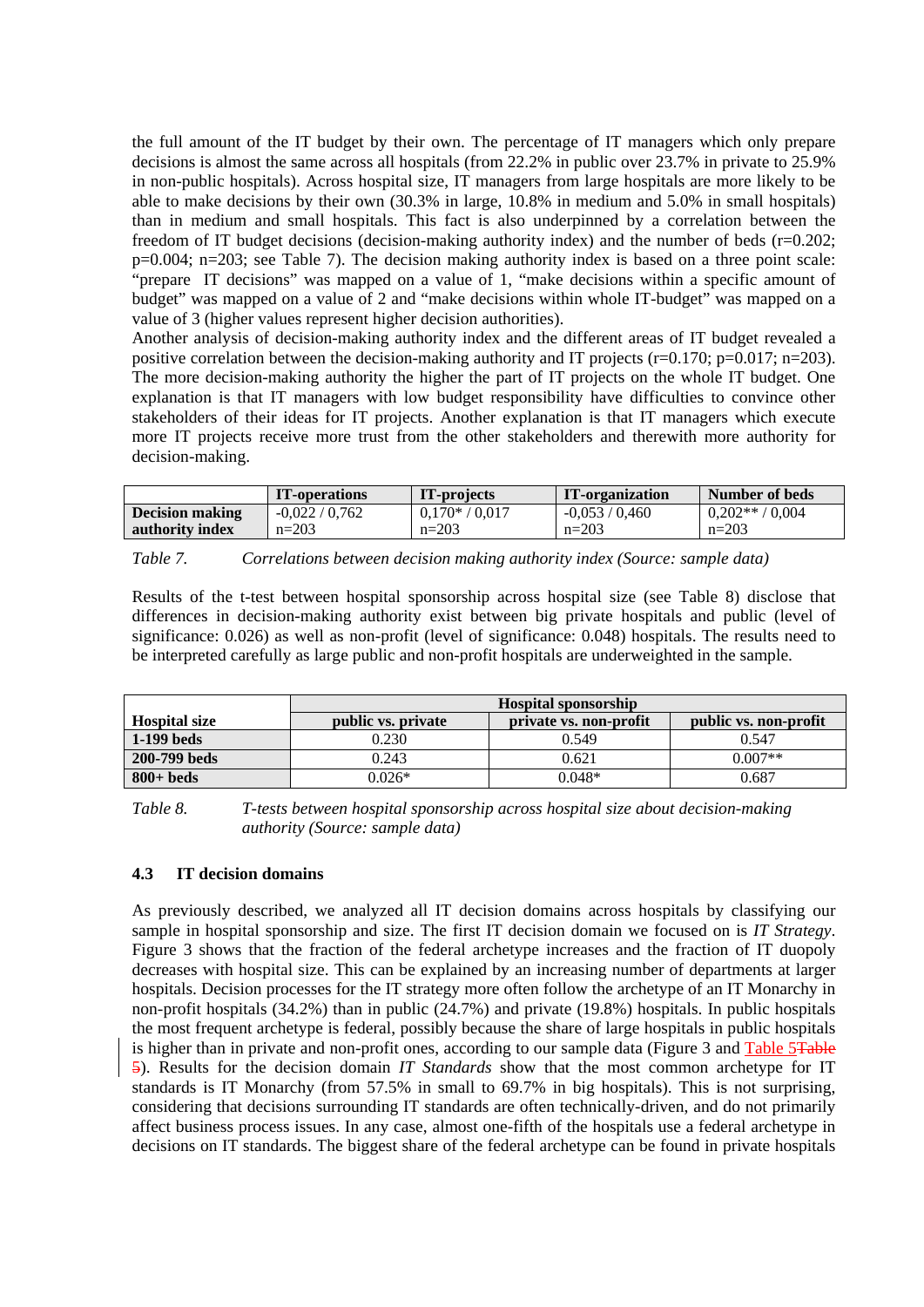the full amount of the IT budget by their own. The percentage of IT managers which only prepare decisions is almost the same across all hospitals (from 22.2% in public over 23.7% in private to 25.9% in non-public hospitals). Across hospital size, IT managers from large hospitals are more likely to be able to make decisions by their own (30.3% in large, 10.8% in medium and 5.0% in small hospitals) than in medium and small hospitals. This fact is also underpinned by a correlation between the freedom of IT budget decisions (decision-making authority index) and the number of beds ($r=0.202$; $p=0.004$; $n=203$; see Table 7). The decision making authority index is based on a three point scale: "prepare IT decisions" was mapped on a value of 1, "make decisions within a specific amount of budget" was mapped on a value of 2 and "make decisions within whole IT-budget" was mapped on a value of 3 (higher values represent higher decision authorities).

Another analysis of decision-making authority index and the different areas of IT budget revealed a positive correlation between the decision-making authority and IT projects ($r=0.170$; $p=0.017$; $n=203$). The more decision-making authority the higher the part of IT projects on the whole IT budget. One explanation is that IT managers with low budget responsibility have difficulties to convince other stakeholders of their ideas for IT projects. Another explanation is that IT managers which execute more IT projects receive more trust from the other stakeholders and therewith more authority for decision-making.

| | **IT-operations** | **IT-projects** | **IT-organization** | **Number of beds** |
|---|---|---|---|---|
| **Decision making authority index** | -0,022 / 0,762<br>n=203 | 0,170* / 0,017<br>n=203 | -0,053 / 0,460<br>n=203 | 0,202** / 0,004<br>n=203 |

*Table 7. Correlations between decision making authority index (Source: sample data)*

Results of the t-test between hospital sponsorship across hospital size (see Table 8) disclose that differences in decision-making authority exist between big private hospitals and public (level of significance: 0.026) as well as non-profit (level of significance: 0.048) hospitals. The results need to be interpreted carefully as large public and non-profit hospitals are underweighted in the sample.

| | **Hospital sponsorship** | | |
|---|---|---|---|
| **Hospital size** | **public vs. private** | **private vs. non-profit** | **public vs. non-profit** |
| **1-199 beds** | 0.230 | 0.549 | 0.547 |
| **200-799 beds** | 0.243 | 0.621 | 0.007** |
| **800+ beds** | 0.026* | 0.048* | 0.687 |

*Table 8. T-tests between hospital sponsorship across hospital size about decision-making authority (Source: sample data)*

### 4.3 IT decision domains

As previously described, we analyzed all IT decision domains across hospitals by classifying our sample in hospital sponsorship and size. The first IT decision domain we focused on is *IT Strategy*. Figure 3 shows that the fraction of the federal archetype increases and the fraction of IT duopoly decreases with hospital size. This can be explained by an increasing number of departments at larger hospitals. Decision processes for the IT strategy more often follow the archetype of an IT Monarchy in non-profit hospitals (34.2%) than in public (24.7%) and private (19.8%) hospitals. In public hospitals the most frequent archetype is federal, possibly because the share of large hospitals in public hospitals is higher than in private and non-profit ones, according to our sample data (Figure 3 and Table 5). Results for the decision domain *IT Standards* show that the most common archetype for IT standards is IT Monarchy (from 57.5% in small to 69.7% in big hospitals). This is not surprising, considering that decisions surrounding IT standards are often technically-driven, and do not primarily affect business process issues. In any case, almost one-fifth of the hospitals use a federal archetype in decisions on IT standards. The biggest share of the federal archetype can be found in private hospitals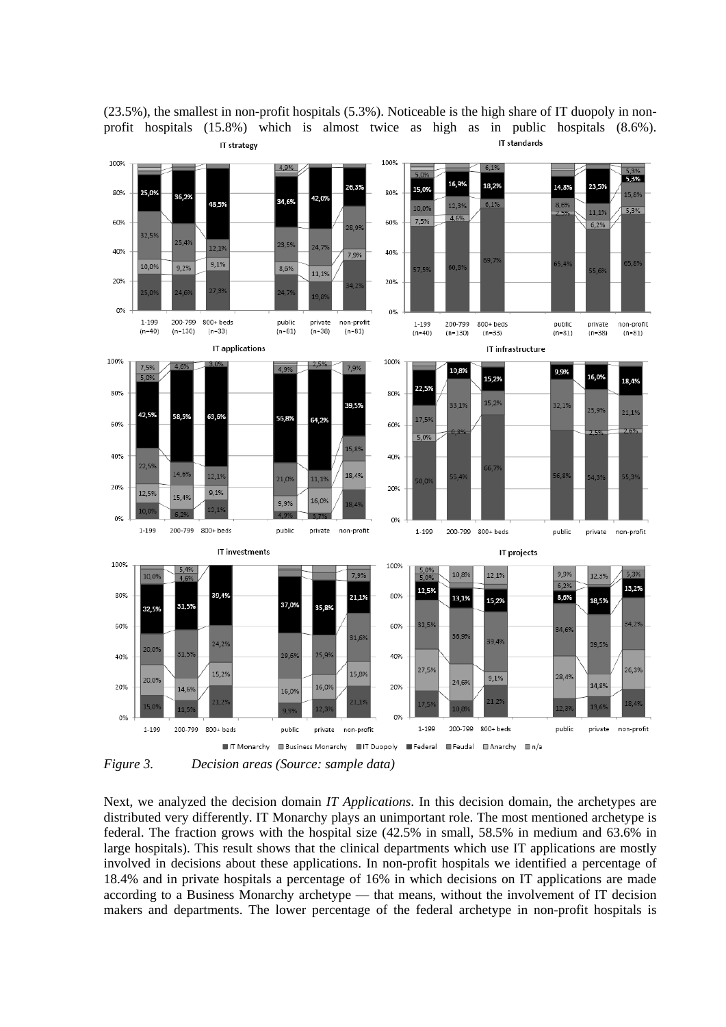(23.5%), the smallest in non-profit hospitals (5.3%). Noticeable is the high share of IT duopoly in non-profit hospitals (15.8%) which is almost twice as high as in public hospitals (8.6%).

*Figure 3. Decision areas (Source: sample data)*

Next, we analyzed the decision domain *IT Applications*. In this decision domain, the archetypes are distributed very differently. IT Monarchy plays an unimportant role. The most mentioned archetype is federal. The fraction grows with the hospital size (42.5% in small, 58.5% in medium and 63.6% in large hospitals). This result shows that the clinical departments which use IT applications are mostly involved in decisions about these applications. In non-profit hospitals we identified a percentage of 18.4% and in private hospitals a percentage of 16% in which decisions on IT applications are made according to a Business Monarchy archetype — that means, without the involvement of IT decision makers and departments. The lower percentage of the federal archetype in non-profit hospitals is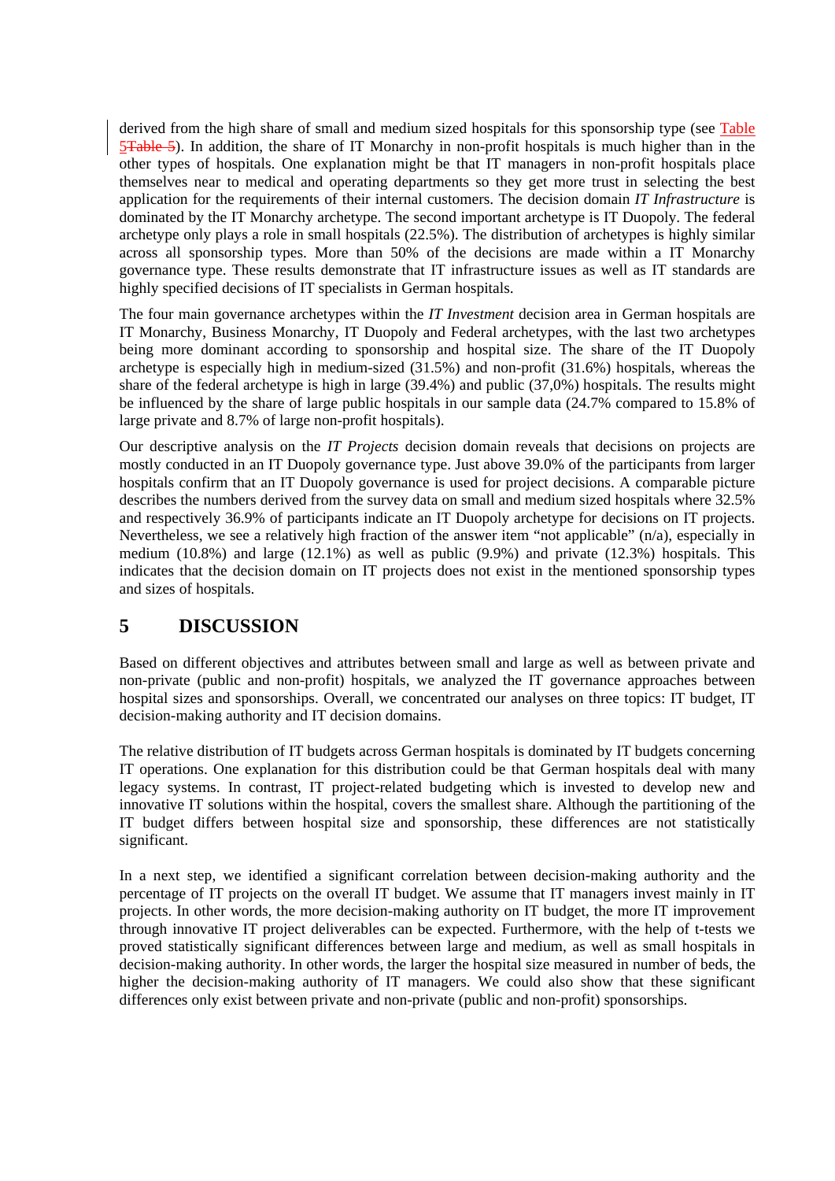derived from the high share of small and medium sized hospitals for this sponsorship type (see Table 5Table 5). In addition, the share of IT Monarchy in non-profit hospitals is much higher than in the other types of hospitals. One explanation might be that IT managers in non-profit hospitals place themselves near to medical and operating departments so they get more trust in selecting the best application for the requirements of their internal customers. The decision domain *IT Infrastructure* is dominated by the IT Monarchy archetype. The second important archetype is IT Duopoly. The federal archetype only plays a role in small hospitals (22.5%). The distribution of archetypes is highly similar across all sponsorship types. More than 50% of the decisions are made within a IT Monarchy governance type. These results demonstrate that IT infrastructure issues as well as IT standards are highly specified decisions of IT specialists in German hospitals.

The four main governance archetypes within the *IT Investment* decision area in German hospitals are IT Monarchy, Business Monarchy, IT Duopoly and Federal archetypes, with the last two archetypes being more dominant according to sponsorship and hospital size. The share of the IT Duopoly archetype is especially high in medium-sized (31.5%) and non-profit (31.6%) hospitals, whereas the share of the federal archetype is high in large (39.4%) and public (37,0%) hospitals. The results might be influenced by the share of large public hospitals in our sample data (24.7% compared to 15.8% of large private and 8.7% of large non-profit hospitals).

Our descriptive analysis on the *IT Projects* decision domain reveals that decisions on projects are mostly conducted in an IT Duopoly governance type. Just above 39.0% of the participants from larger hospitals confirm that an IT Duopoly governance is used for project decisions. A comparable picture describes the numbers derived from the survey data on small and medium sized hospitals where 32.5% and respectively 36.9% of participants indicate an IT Duopoly archetype for decisions on IT projects. Nevertheless, we see a relatively high fraction of the answer item "not applicable" (n/a), especially in medium (10.8%) and large (12.1%) as well as public (9.9%) and private (12.3%) hospitals. This indicates that the decision domain on IT projects does not exist in the mentioned sponsorship types and sizes of hospitals.

# 5 DISCUSSION

Based on different objectives and attributes between small and large as well as between private and non-private (public and non-profit) hospitals, we analyzed the IT governance approaches between hospital sizes and sponsorships. Overall, we concentrated our analyses on three topics: IT budget, IT decision-making authority and IT decision domains.

The relative distribution of IT budgets across German hospitals is dominated by IT budgets concerning IT operations. One explanation for this distribution could be that German hospitals deal with many legacy systems. In contrast, IT project-related budgeting which is invested to develop new and innovative IT solutions within the hospital, covers the smallest share. Although the partitioning of the IT budget differs between hospital size and sponsorship, these differences are not statistically significant.

In a next step, we identified a significant correlation between decision-making authority and the percentage of IT projects on the overall IT budget. We assume that IT managers invest mainly in IT projects. In other words, the more decision-making authority on IT budget, the more IT improvement through innovative IT project deliverables can be expected. Furthermore, with the help of t-tests we proved statistically significant differences between large and medium, as well as small hospitals in decision-making authority. In other words, the larger the hospital size measured in number of beds, the higher the decision-making authority of IT managers. We could also show that these significant differences only exist between private and non-private (public and non-profit) sponsorships.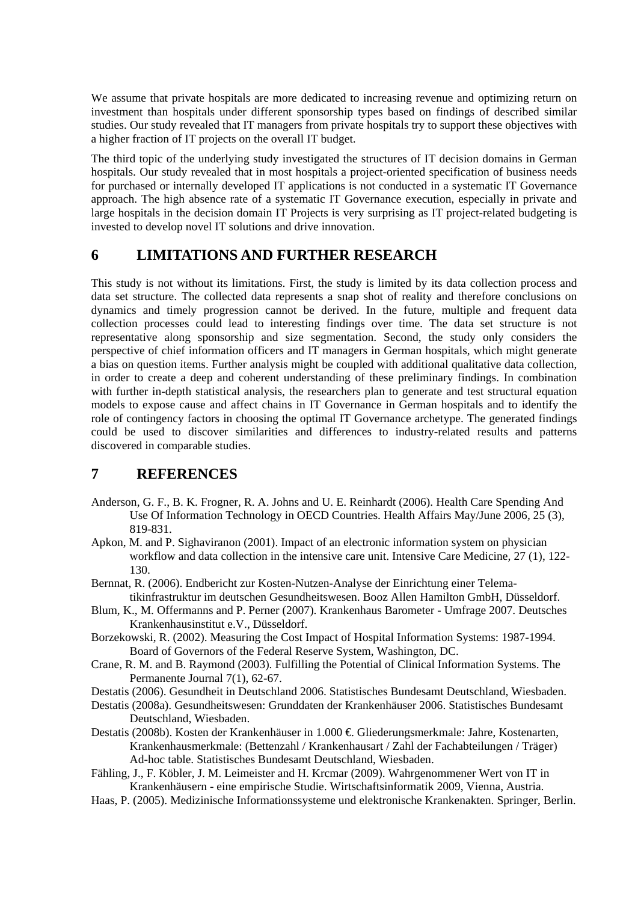We assume that private hospitals are more dedicated to increasing revenue and optimizing return on investment than hospitals under different sponsorship types based on findings of described similar studies. Our study revealed that IT managers from private hospitals try to support these objectives with a higher fraction of IT projects on the overall IT budget.

The third topic of the underlying study investigated the structures of IT decision domains in German hospitals. Our study revealed that in most hospitals a project-oriented specification of business needs for purchased or internally developed IT applications is not conducted in a systematic IT Governance approach. The high absence rate of a systematic IT Governance execution, especially in private and large hospitals in the decision domain IT Projects is very surprising as IT project-related budgeting is invested to develop novel IT solutions and drive innovation.

## 6 LIMITATIONS AND FURTHER RESEARCH

This study is not without its limitations. First, the study is limited by its data collection process and data set structure. The collected data represents a snap shot of reality and therefore conclusions on dynamics and timely progression cannot be derived. In the future, multiple and frequent data collection processes could lead to interesting findings over time. The data set structure is not representative along sponsorship and size segmentation. Second, the study only considers the perspective of chief information officers and IT managers in German hospitals, which might generate a bias on question items. Further analysis might be coupled with additional qualitative data collection, in order to create a deep and coherent understanding of these preliminary findings. In combination with further in-depth statistical analysis, the researchers plan to generate and test structural equation models to expose cause and affect chains in IT Governance in German hospitals and to identify the role of contingency factors in choosing the optimal IT Governance archetype. The generated findings could be used to discover similarities and differences to industry-related results and patterns discovered in comparable studies.

## 7 REFERENCES

Anderson, G. F., B. K. Frogner, R. A. Johns and U. E. Reinhardt (2006). Health Care Spending And Use Of Information Technology in OECD Countries. Health Affairs May/June 2006, 25 (3), 819-831.

Apkon, M. and P. Sighaviranon (2001). Impact of an electronic information system on physician workflow and data collection in the intensive care unit. Intensive Care Medicine, 27 (1), 122-130.

Bernnat, R. (2006). Endbericht zur Kosten-Nutzen-Analyse der Einrichtung einer Telematikinfrastruktur im deutschen Gesundheitswesen. Booz Allen Hamilton GmbH, Düsseldorf.

Blum, K., M. Offermanns and P. Perner (2007). Krankenhaus Barometer - Umfrage 2007. Deutsches Krankenhausinstitut e.V., Düsseldorf.

Borzekowski, R. (2002). Measuring the Cost Impact of Hospital Information Systems: 1987-1994. Board of Governors of the Federal Reserve System, Washington, DC.

Crane, R. M. and B. Raymond (2003). Fulfilling the Potential of Clinical Information Systems. The Permanente Journal 7(1), 62-67.

Destatis (2006). Gesundheit in Deutschland 2006. Statistisches Bundesamt Deutschland, Wiesbaden.

Destatis (2008a). Gesundheitswesen: Grunddaten der Krankenhäuser 2006. Statistisches Bundesamt Deutschland, Wiesbaden.

Destatis (2008b). Kosten der Krankenhäuser in 1.000 €. Gliederungsmerkmale: Jahre, Kostenarten, Krankenhausmerkmale: (Bettenzahl / Krankenhausart / Zahl der Fachabteilungen / Träger) Ad-hoc table. Statistisches Bundesamt Deutschland, Wiesbaden.

Fähling, J., F. Köbler, J. M. Leimeister and H. Krcmar (2009). Wahrgenommener Wert von IT in Krankenhäusern - eine empirische Studie. Wirtschaftsinformatik 2009, Vienna, Austria.

Haas, P. (2005). Medizinische Informationssysteme und elektronische Krankenakten. Springer, Berlin.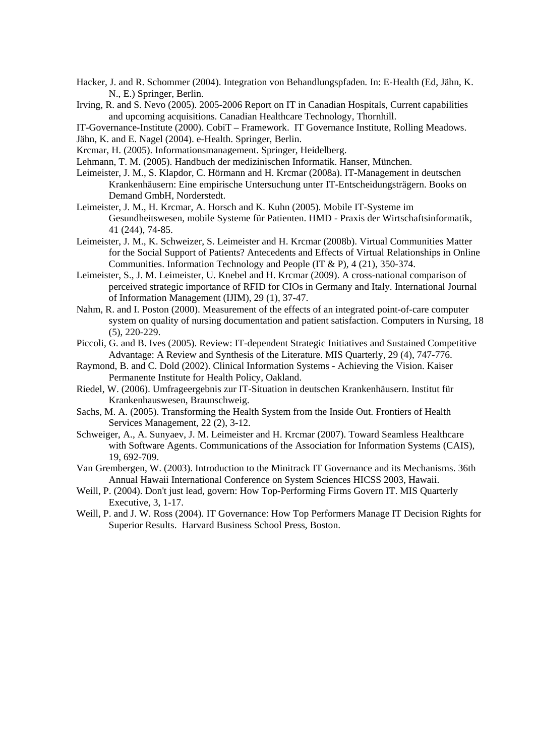Hacker, J. and R. Schommer (2004). Integration von Behandlungspfaden. In: E-Health (Ed, Jähn, K. N., E.) Springer, Berlin.

Irving, R. and S. Nevo (2005). 2005-2006 Report on IT in Canadian Hospitals, Current capabilities and upcoming acquisitions. Canadian Healthcare Technology, Thornhill.

IT-Governance-Institute (2000). CobiT – Framework. IT Governance Institute, Rolling Meadows.

Jähn, K. and E. Nagel (2004). e-Health. Springer, Berlin.

Krcmar, H. (2005). Informationsmanagement. Springer, Heidelberg.

Lehmann, T. M. (2005). Handbuch der medizinischen Informatik. Hanser, München.

Leimeister, J. M., S. Klapdor, C. Hörmann and H. Krcmar (2008a). IT-Management in deutschen Krankenhäusern: Eine empirische Untersuchung unter IT-Entscheidungsträgern. Books on Demand GmbH, Norderstedt.

Leimeister, J. M., H. Krcmar, A. Horsch and K. Kuhn (2005). Mobile IT-Systeme im Gesundheitswesen, mobile Systeme für Patienten. HMD - Praxis der Wirtschaftsinformatik, 41 (244), 74-85.

Leimeister, J. M., K. Schweizer, S. Leimeister and H. Krcmar (2008b). Virtual Communities Matter for the Social Support of Patients? Antecedents and Effects of Virtual Relationships in Online Communities. Information Technology and People (IT & P), 4 (21), 350-374.

Leimeister, S., J. M. Leimeister, U. Knebel and H. Krcmar (2009). A cross-national comparison of perceived strategic importance of RFID for CIOs in Germany and Italy. International Journal of Information Management (IJIM), 29 (1), 37-47.

Nahm, R. and I. Poston (2000). Measurement of the effects of an integrated point-of-care computer system on quality of nursing documentation and patient satisfaction. Computers in Nursing, 18 (5), 220-229.

Piccoli, G. and B. Ives (2005). Review: IT-dependent Strategic Initiatives and Sustained Competitive Advantage: A Review and Synthesis of the Literature. MIS Quarterly, 29 (4), 747-776.

Raymond, B. and C. Dold (2002). Clinical Information Systems - Achieving the Vision. Kaiser Permanente Institute for Health Policy, Oakland.

Riedel, W. (2006). Umfrageergebnis zur IT-Situation in deutschen Krankenhäusern. Institut für Krankenhauswesen, Braunschweig.

Sachs, M. A. (2005). Transforming the Health System from the Inside Out. Frontiers of Health Services Management, 22 (2), 3-12.

Schweiger, A., A. Sunyaev, J. M. Leimeister and H. Krcmar (2007). Toward Seamless Healthcare with Software Agents. Communications of the Association for Information Systems (CAIS), 19, 692-709.

Van Grembergen, W. (2003). Introduction to the Minitrack IT Governance and its Mechanisms. 36th Annual Hawaii International Conference on System Sciences HICSS 2003, Hawaii.

Weill, P. (2004). Don't just lead, govern: How Top-Performing Firms Govern IT. MIS Quarterly Executive, 3, 1-17.

Weill, P. and J. W. Ross (2004). IT Governance: How Top Performers Manage IT Decision Rights for Superior Results. Harvard Business School Press, Boston.